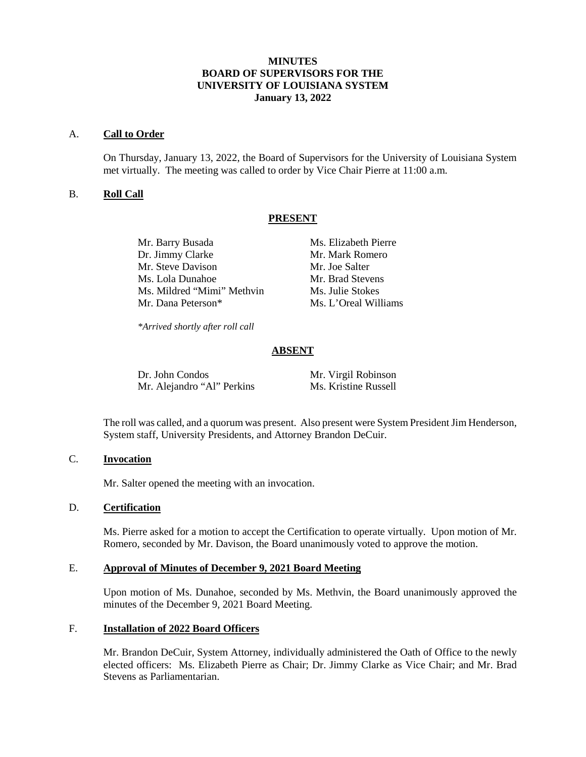# MINUTES
# BOARD OF SUPERVISORS FOR THE UNIVERSITY OF LOUISIANA SYSTEM
# January 13, 2022

## A. Call to Order

On Thursday, January 13, 2022, the Board of Supervisors for the University of Louisiana System met virtually. The meeting was called to order by Vice Chair Pierre at 11:00 a.m.

## B. Roll Call

**PRESENT**

| | |
|---|---|
| Mr. Barry Busada | Ms. Elizabeth Pierre |
| Dr. Jimmy Clarke | Mr. Mark Romero |
| Mr. Steve Davison | Mr. Joe Salter |
| Ms. Lola Dunahoe | Mr. Brad Stevens |
| Ms. Mildred "Mimi" Methvin | Ms. Julie Stokes |
| Mr. Dana Peterson* | Ms. L'Oreal Williams |

*\*Arrived shortly after roll call*

**ABSENT**

| | |
|---|---|
| Dr. John Condos | Mr. Virgil Robinson |
| Mr. Alejandro "Al" Perkins | Ms. Kristine Russell |

The roll was called, and a quorum was present. Also present were System President Jim Henderson, System staff, University Presidents, and Attorney Brandon DeCuir.

## C. Invocation

Mr. Salter opened the meeting with an invocation.

## D. Certification

Ms. Pierre asked for a motion to accept the Certification to operate virtually. Upon motion of Mr. Romero, seconded by Mr. Davison, the Board unanimously voted to approve the motion.

## E. Approval of Minutes of December 9, 2021 Board Meeting

Upon motion of Ms. Dunahoe, seconded by Ms. Methvin, the Board unanimously approved the minutes of the December 9, 2021 Board Meeting.

## F. Installation of 2022 Board Officers

Mr. Brandon DeCuir, System Attorney, individually administered the Oath of Office to the newly elected officers: Ms. Elizabeth Pierre as Chair; Dr. Jimmy Clarke as Vice Chair; and Mr. Brad Stevens as Parliamentarian.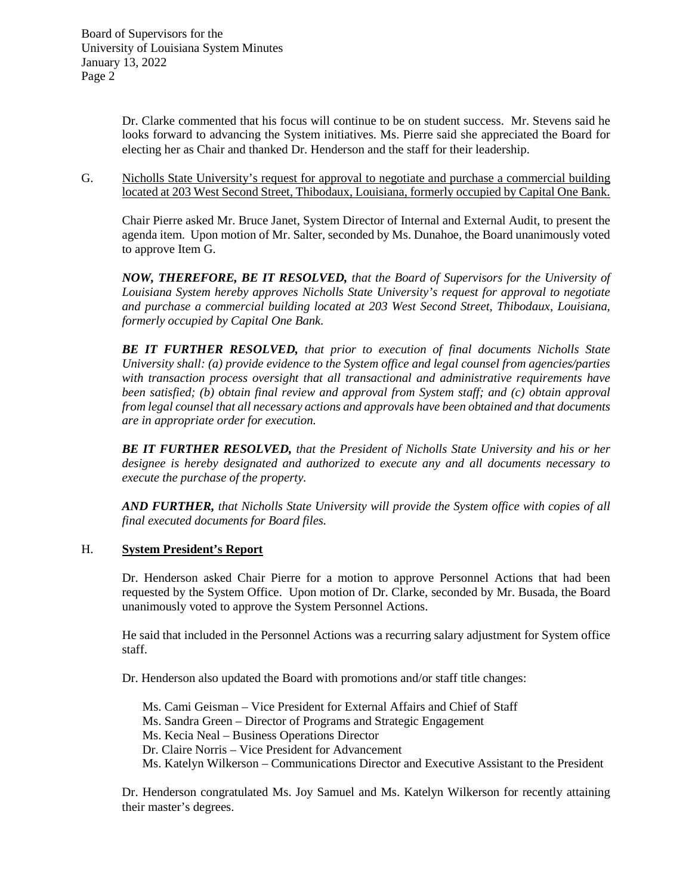Dr. Clarke commented that his focus will continue to be on student success. Mr. Stevens said he looks forward to advancing the System initiatives. Ms. Pierre said she appreciated the Board for electing her as Chair and thanked Dr. Henderson and the staff for their leadership.

G. Nicholls State University's request for approval to negotiate and purchase a commercial building located at 203 West Second Street, Thibodaux, Louisiana, formerly occupied by Capital One Bank.

Chair Pierre asked Mr. Bruce Janet, System Director of Internal and External Audit, to present the agenda item. Upon motion of Mr. Salter, seconded by Ms. Dunahoe, the Board unanimously voted to approve Item G.

***NOW, THEREFORE, BE IT RESOLVED,*** *that the Board of Supervisors for the University of Louisiana System hereby approves Nicholls State University's request for approval to negotiate and purchase a commercial building located at 203 West Second Street, Thibodaux, Louisiana, formerly occupied by Capital One Bank.*

***BE IT FURTHER RESOLVED,*** *that prior to execution of final documents Nicholls State University shall: (a) provide evidence to the System office and legal counsel from agencies/parties with transaction process oversight that all transactional and administrative requirements have been satisfied; (b) obtain final review and approval from System staff; and (c) obtain approval from legal counsel that all necessary actions and approvals have been obtained and that documents are in appropriate order for execution.*

***BE IT FURTHER RESOLVED,*** *that the President of Nicholls State University and his or her designee is hereby designated and authorized to execute any and all documents necessary to execute the purchase of the property.*

***AND FURTHER,*** *that Nicholls State University will provide the System office with copies of all final executed documents for Board files.*

H. **System President's Report**

Dr. Henderson asked Chair Pierre for a motion to approve Personnel Actions that had been requested by the System Office. Upon motion of Dr. Clarke, seconded by Mr. Busada, the Board unanimously voted to approve the System Personnel Actions.

He said that included in the Personnel Actions was a recurring salary adjustment for System office staff.

Dr. Henderson also updated the Board with promotions and/or staff title changes:

Ms. Cami Geisman – Vice President for External Affairs and Chief of Staff
Ms. Sandra Green – Director of Programs and Strategic Engagement
Ms. Kecia Neal – Business Operations Director
Dr. Claire Norris – Vice President for Advancement
Ms. Katelyn Wilkerson – Communications Director and Executive Assistant to the President

Dr. Henderson congratulated Ms. Joy Samuel and Ms. Katelyn Wilkerson for recently attaining their master's degrees.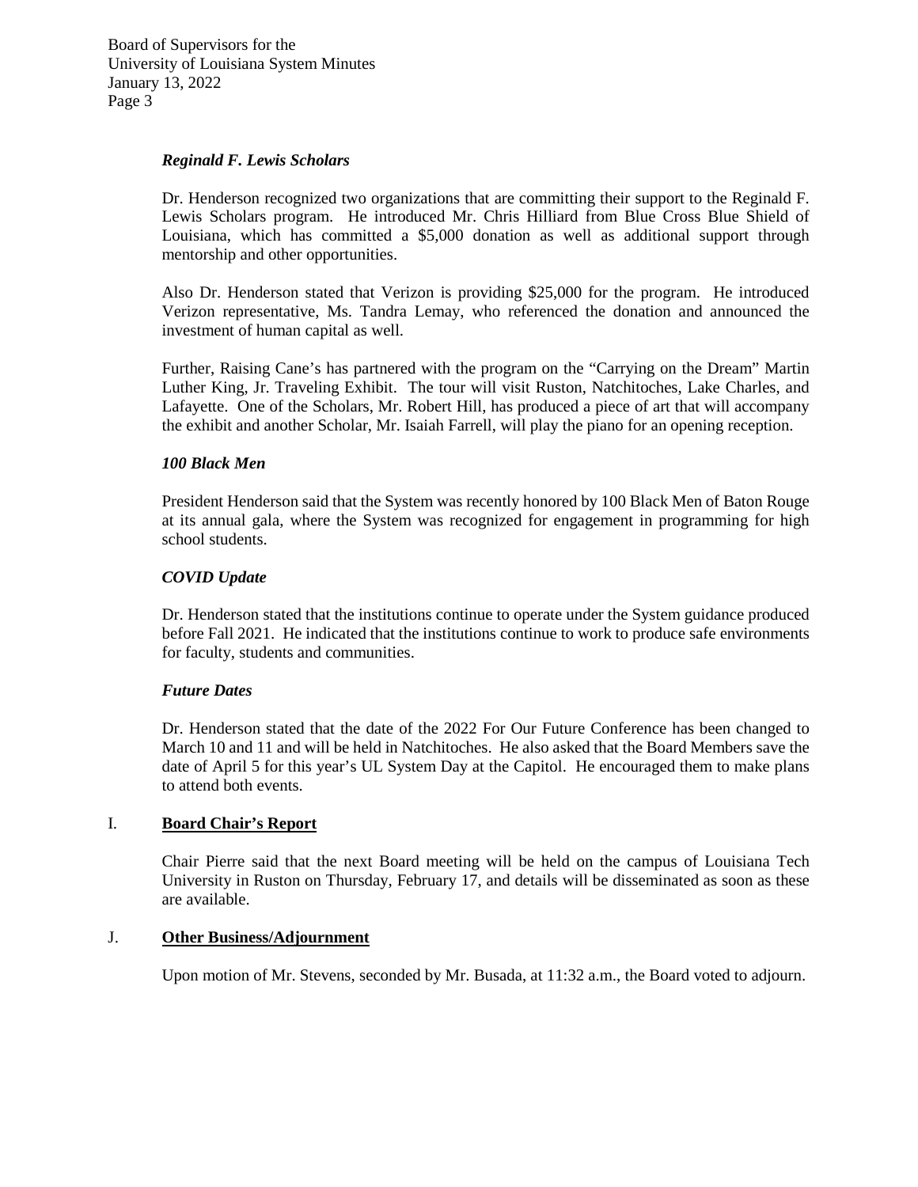### *Reginald F. Lewis Scholars*

Dr. Henderson recognized two organizations that are committing their support to the Reginald F. Lewis Scholars program. He introduced Mr. Chris Hilliard from Blue Cross Blue Shield of Louisiana, which has committed a $5,000 donation as well as additional support through mentorship and other opportunities.

Also Dr. Henderson stated that Verizon is providing $25,000 for the program. He introduced Verizon representative, Ms. Tandra Lemay, who referenced the donation and announced the investment of human capital as well.

Further, Raising Cane's has partnered with the program on the "Carrying on the Dream" Martin Luther King, Jr. Traveling Exhibit. The tour will visit Ruston, Natchitoches, Lake Charles, and Lafayette. One of the Scholars, Mr. Robert Hill, has produced a piece of art that will accompany the exhibit and another Scholar, Mr. Isaiah Farrell, will play the piano for an opening reception.

### *100 Black Men*

President Henderson said that the System was recently honored by 100 Black Men of Baton Rouge at its annual gala, where the System was recognized for engagement in programming for high school students.

### *COVID Update*

Dr. Henderson stated that the institutions continue to operate under the System guidance produced before Fall 2021. He indicated that the institutions continue to work to produce safe environments for faculty, students and communities.

### *Future Dates*

Dr. Henderson stated that the date of the 2022 For Our Future Conference has been changed to March 10 and 11 and will be held in Natchitoches. He also asked that the Board Members save the date of April 5 for this year's UL System Day at the Capitol. He encouraged them to make plans to attend both events.

## I. **Board Chair's Report**

Chair Pierre said that the next Board meeting will be held on the campus of Louisiana Tech University in Ruston on Thursday, February 17, and details will be disseminated as soon as these are available.

## J. **Other Business/Adjournment**

Upon motion of Mr. Stevens, seconded by Mr. Busada, at 11:32 a.m., the Board voted to adjourn.